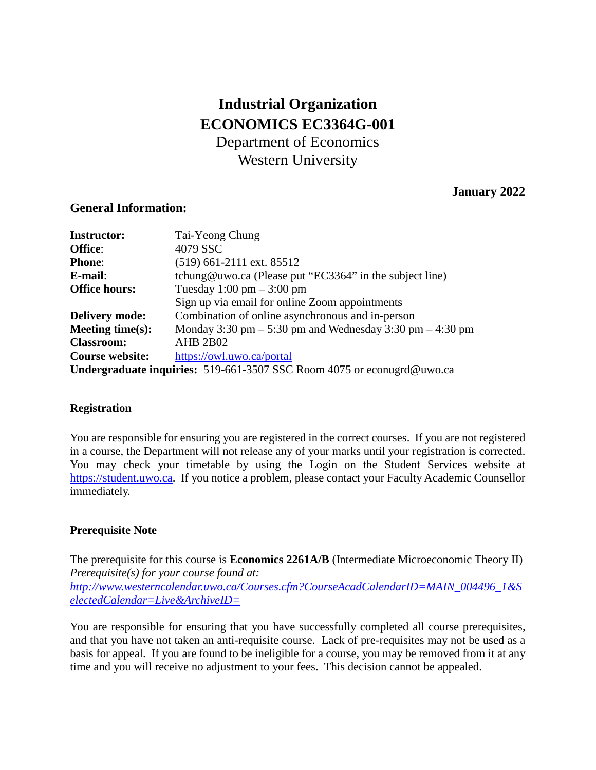# Industrial Organization
# ECONOMICS EC3364G-001

Department of Economics
Western University

**January 2022**

## General Information:

| | |
|---|---|
| **Instructor:** | Tai-Yeong Chung |
| **Office:** | 4079 SSC |
| **Phone:** | (519) 661-2111 ext. 85512 |
| **E-mail:** | tchung@uwo.ca (Please put “EC3364” in the subject line) |
| **Office hours:** | Tuesday 1:00 pm – 3:00 pm<br>Sign up via email for online Zoom appointments |
| **Delivery mode:** | Combination of online asynchronous and in-person |
| **Meeting time(s):** | Monday 3:30 pm – 5:30 pm and Wednesday 3:30 pm – 4:30 pm |
| **Classroom:** | AHB 2B02 |
| **Course website:** | https://owl.uwo.ca/portal |

**Undergraduate inquiries:** 519-661-3507 SSC Room 4075 or econugrd@uwo.ca

### Registration

You are responsible for ensuring you are registered in the correct courses. If you are not registered in a course, the Department will not release any of your marks until your registration is corrected. You may check your timetable by using the Login on the Student Services website at https://student.uwo.ca. If you notice a problem, please contact your Faculty Academic Counsellor immediately.

### Prerequisite Note

The prerequisite for this course is **Economics 2261A/B** (Intermediate Microeconomic Theory II)
*Prerequisite(s) for your course found at:*
*http://www.westerncalendar.uwo.ca/Courses.cfm?CourseAcadCalendarID=MAIN_004496_1&SelectedCalendar=Live&ArchiveID=*

You are responsible for ensuring that you have successfully completed all course prerequisites, and that you have not taken an anti-requisite course. Lack of pre-requisites may not be used as a basis for appeal. If you are found to be ineligible for a course, you may be removed from it at any time and you will receive no adjustment to your fees. This decision cannot be appealed.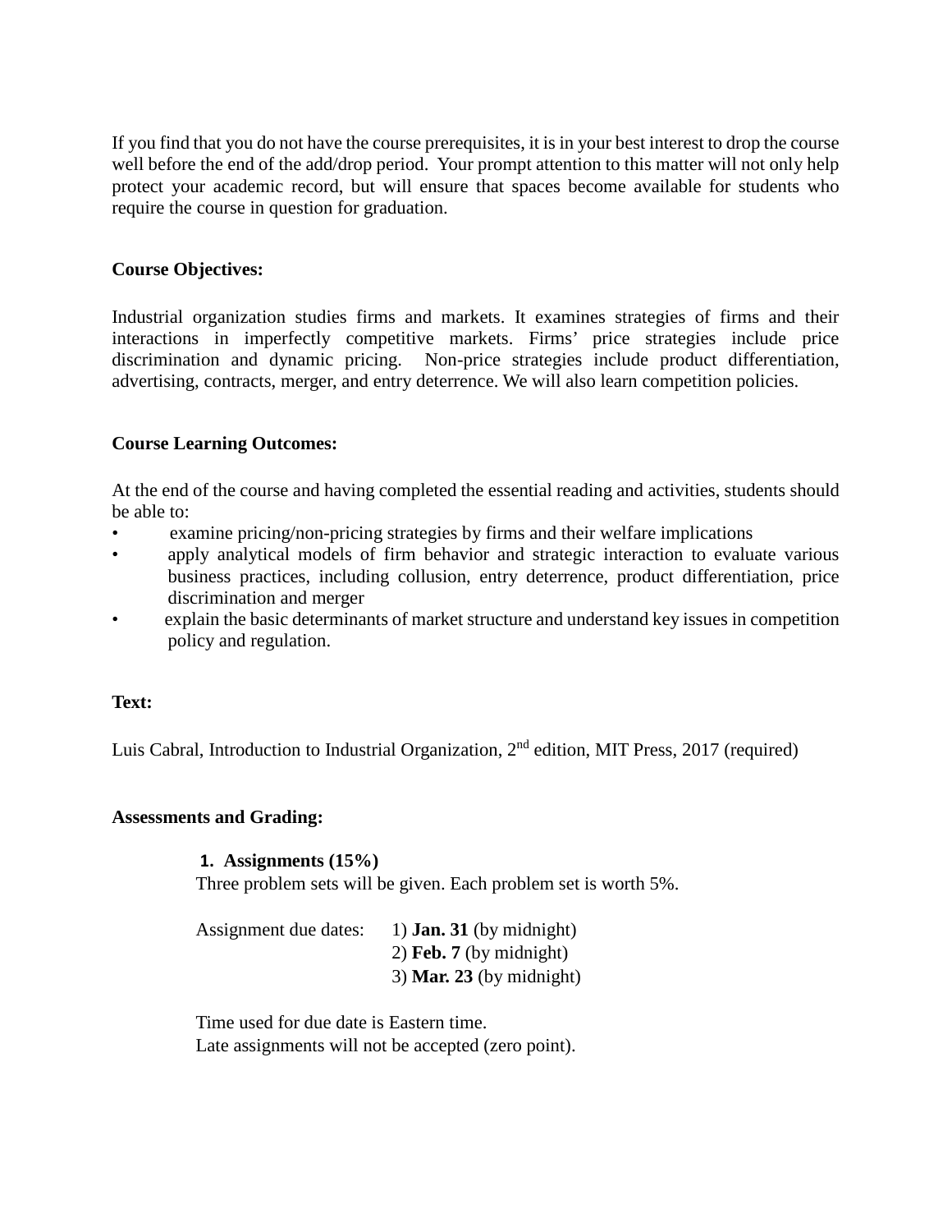If you find that you do not have the course prerequisites, it is in your best interest to drop the course well before the end of the add/drop period. Your prompt attention to this matter will not only help protect your academic record, but will ensure that spaces become available for students who require the course in question for graduation.

**Course Objectives:**

Industrial organization studies firms and markets. It examines strategies of firms and their interactions in imperfectly competitive markets. Firms' price strategies include price discrimination and dynamic pricing. Non-price strategies include product differentiation, advertising, contracts, merger, and entry deterrence. We will also learn competition policies.

**Course Learning Outcomes:**

At the end of the course and having completed the essential reading and activities, students should be able to:

- examine pricing/non-pricing strategies by firms and their welfare implications
- apply analytical models of firm behavior and strategic interaction to evaluate various business practices, including collusion, entry deterrence, product differentiation, price discrimination and merger
- explain the basic determinants of market structure and understand key issues in competition policy and regulation.

**Text:**

Luis Cabral, Introduction to Industrial Organization, 2nd edition, MIT Press, 2017 (required)

**Assessments and Grading:**

1. **Assignments (15%)**

   Three problem sets will be given. Each problem set is worth 5%.

   Assignment due dates: 1) **Jan. 31** (by midnight)
   2) **Feb. 7** (by midnight)
   3) **Mar. 23** (by midnight)

   Time used for due date is Eastern time.
   Late assignments will not be accepted (zero point).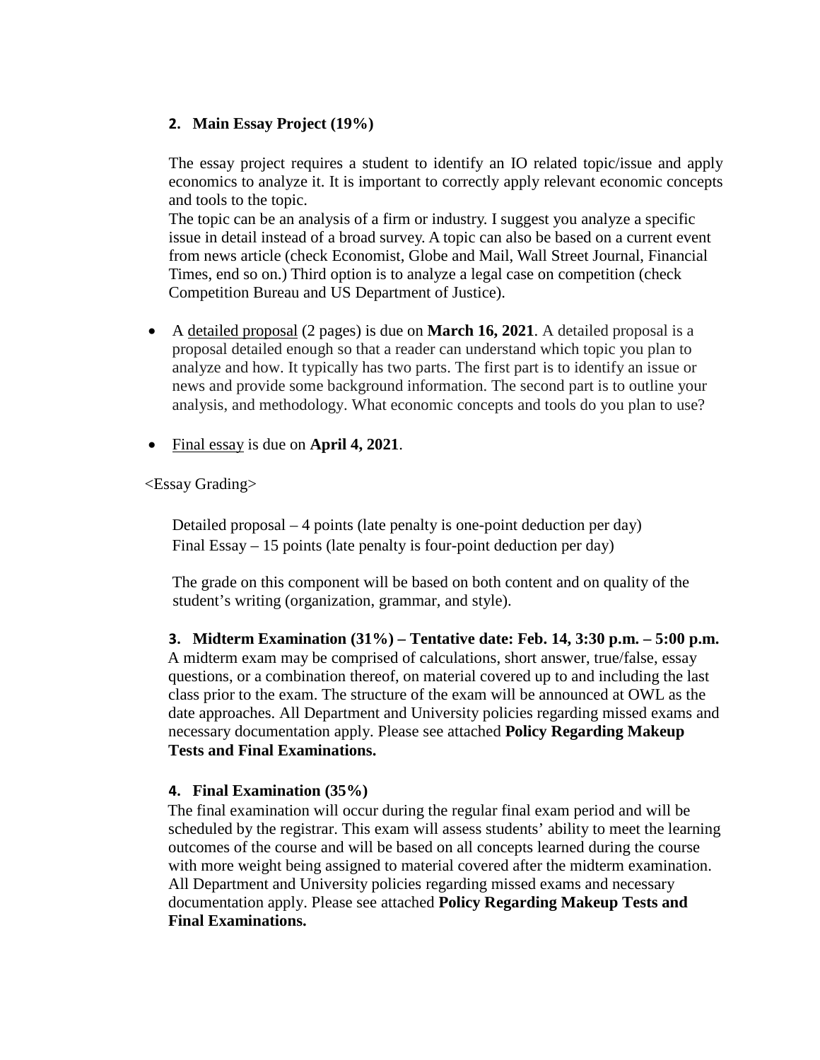### 2. Main Essay Project (19%)

The essay project requires a student to identify an IO related topic/issue and apply economics to analyze it. It is important to correctly apply relevant economic concepts and tools to the topic.

The topic can be an analysis of a firm or industry. I suggest you analyze a specific issue in detail instead of a broad survey. A topic can also be based on a current event from news article (check Economist, Globe and Mail, Wall Street Journal, Financial Times, end so on.) Third option is to analyze a legal case on competition (check Competition Bureau and US Department of Justice).

- A <u>detailed proposal</u> (2 pages) is due on **March 16, 2021**. A detailed proposal is a proposal detailed enough so that a reader can understand which topic you plan to analyze and how. It typically has two parts. The first part is to identify an issue or news and provide some background information. The second part is to outline your analysis, and methodology. What economic concepts and tools do you plan to use?
- <u>Final essay</u> is due on **April 4, 2021**.

<Essay Grading>

Detailed proposal – 4 points (late penalty is one-point deduction per day)
Final Essay – 15 points (late penalty is four-point deduction per day)

The grade on this component will be based on both content and on quality of the student's writing (organization, grammar, and style).

### 3. Midterm Examination (31%) – Tentative date: Feb. 14, 3:30 p.m. – 5:00 p.m.

A midterm exam may be comprised of calculations, short answer, true/false, essay questions, or a combination thereof, on material covered up to and including the last class prior to the exam. The structure of the exam will be announced at OWL as the date approaches. All Department and University policies regarding missed exams and necessary documentation apply. Please see attached **Policy Regarding Makeup Tests and Final Examinations.**

### 4. Final Examination (35%)

The final examination will occur during the regular final exam period and will be scheduled by the registrar. This exam will assess students' ability to meet the learning outcomes of the course and will be based on all concepts learned during the course with more weight being assigned to material covered after the midterm examination. All Department and University policies regarding missed exams and necessary documentation apply. Please see attached **Policy Regarding Makeup Tests and Final Examinations.**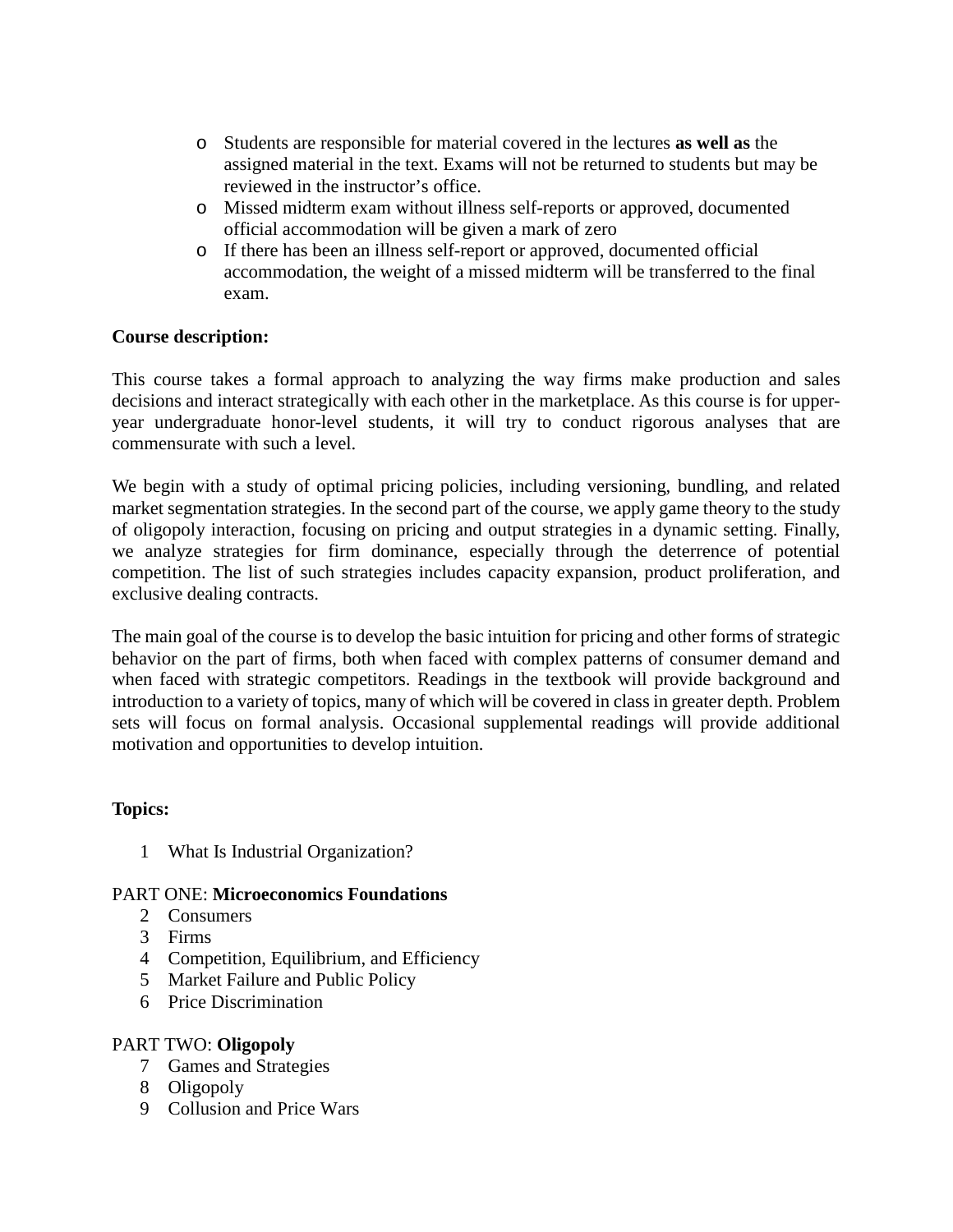- Students are responsible for material covered in the lectures **as well as** the assigned material in the text. Exams will not be returned to students but may be reviewed in the instructor's office.
- Missed midterm exam without illness self-reports or approved, documented official accommodation will be given a mark of zero
- If there has been an illness self-report or approved, documented official accommodation, the weight of a missed midterm will be transferred to the final exam.

**Course description:**

This course takes a formal approach to analyzing the way firms make production and sales decisions and interact strategically with each other in the marketplace. As this course is for upper-year undergraduate honor-level students, it will try to conduct rigorous analyses that are commensurate with such a level.

We begin with a study of optimal pricing policies, including versioning, bundling, and related market segmentation strategies. In the second part of the course, we apply game theory to the study of oligopoly interaction, focusing on pricing and output strategies in a dynamic setting. Finally, we analyze strategies for firm dominance, especially through the deterrence of potential competition. The list of such strategies includes capacity expansion, product proliferation, and exclusive dealing contracts.

The main goal of the course is to develop the basic intuition for pricing and other forms of strategic behavior on the part of firms, both when faced with complex patterns of consumer demand and when faced with strategic competitors. Readings in the textbook will provide background and introduction to a variety of topics, many of which will be covered in class in greater depth. Problem sets will focus on formal analysis. Occasional supplemental readings will provide additional motivation and opportunities to develop intuition.

**Topics:**

1 What Is Industrial Organization?

PART ONE: **Microeconomics Foundations**

2 Consumers
3 Firms
4 Competition, Equilibrium, and Efficiency
5 Market Failure and Public Policy
6 Price Discrimination

PART TWO: **Oligopoly**

7 Games and Strategies
8 Oligopoly
9 Collusion and Price Wars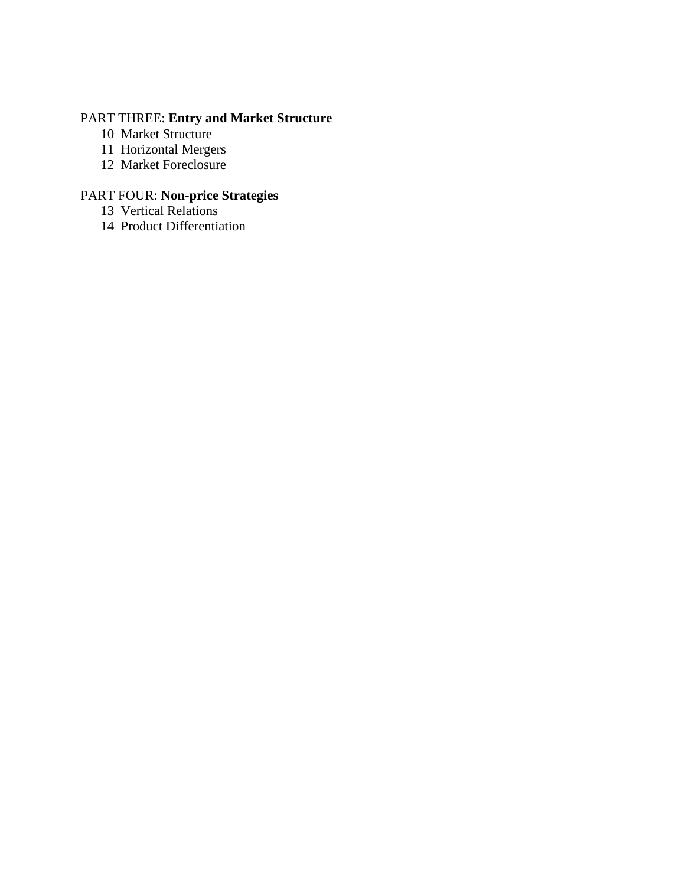PART THREE: **Entry and Market Structure**

10 Market Structure
11 Horizontal Mergers
12 Market Foreclosure

PART FOUR: **Non-price Strategies**

13 Vertical Relations
14 Product Differentiation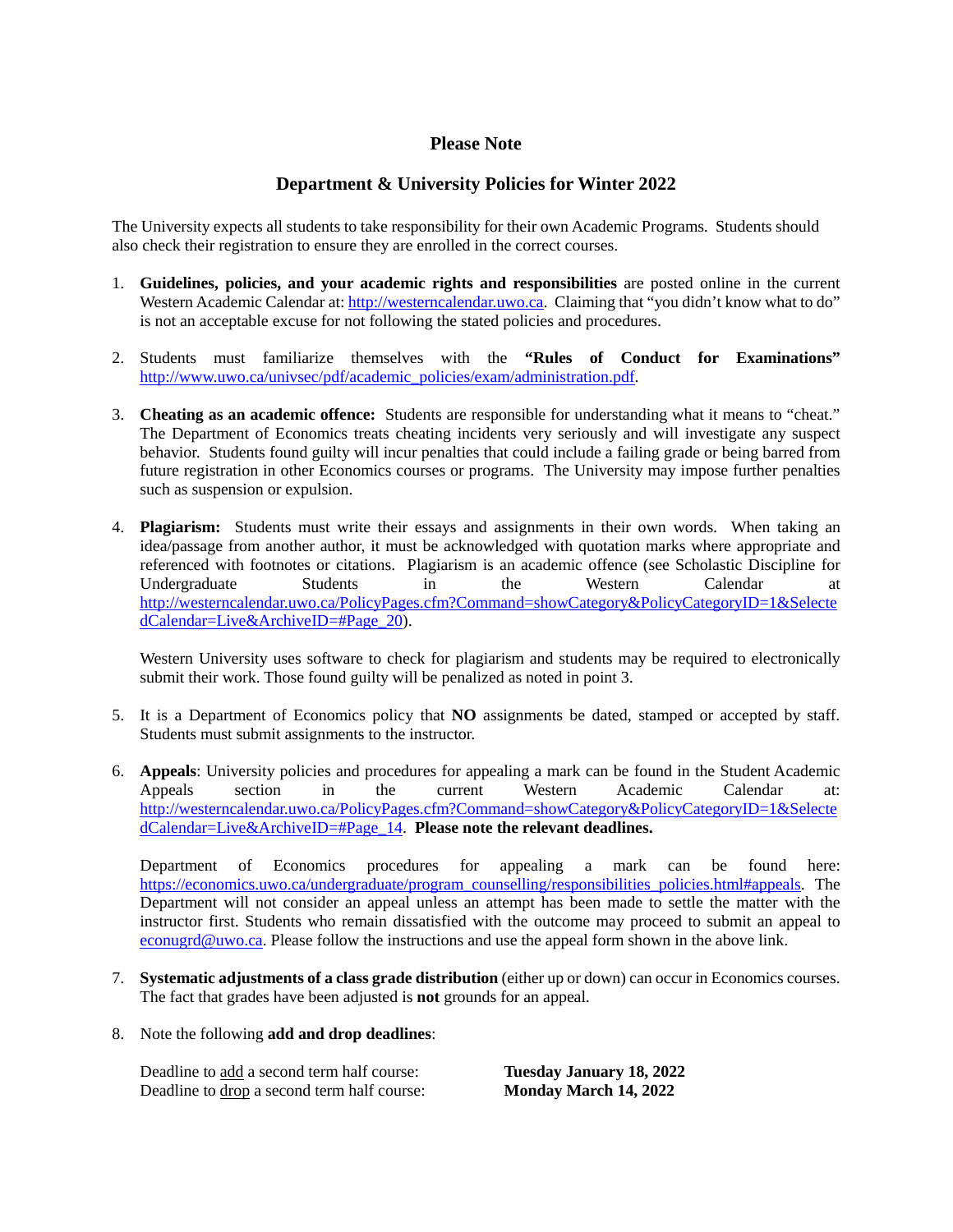## Please Note

## Department & University Policies for Winter 2022

The University expects all students to take responsibility for their own Academic Programs. Students should also check their registration to ensure they are enrolled in the correct courses.

1. **Guidelines, policies, and your academic rights and responsibilities** are posted online in the current Western Academic Calendar at: http://westerncalendar.uwo.ca. Claiming that "you didn't know what to do" is not an acceptable excuse for not following the stated policies and procedures.

2. Students must familiarize themselves with the **"Rules of Conduct for Examinations"** http://www.uwo.ca/univsec/pdf/academic_policies/exam/administration.pdf.

3. **Cheating as an academic offence:** Students are responsible for understanding what it means to "cheat." The Department of Economics treats cheating incidents very seriously and will investigate any suspect behavior. Students found guilty will incur penalties that could include a failing grade or being barred from future registration in other Economics courses or programs. The University may impose further penalties such as suspension or expulsion.

4. **Plagiarism:** Students must write their essays and assignments in their own words. When taking an idea/passage from another author, it must be acknowledged with quotation marks where appropriate and referenced with footnotes or citations. Plagiarism is an academic offence (see Scholastic Discipline for Undergraduate Students in the Western Calendar at http://westerncalendar.uwo.ca/PolicyPages.cfm?Command=showCategory&PolicyCategoryID=1&SelectedCalendar=Live&ArchiveID=#Page_20).

   Western University uses software to check for plagiarism and students may be required to electronically submit their work. Those found guilty will be penalized as noted in point 3.

5. It is a Department of Economics policy that **NO** assignments be dated, stamped or accepted by staff. Students must submit assignments to the instructor.

6. **Appeals**: University policies and procedures for appealing a mark can be found in the Student Academic Appeals section in the current Western Academic Calendar at: http://westerncalendar.uwo.ca/PolicyPages.cfm?Command=showCategory&PolicyCategoryID=1&SelectedCalendar=Live&ArchiveID=#Page_14. **Please note the relevant deadlines.**

   Department of Economics procedures for appealing a mark can be found here: https://economics.uwo.ca/undergraduate/program_counselling/responsibilities_policies.html#appeals. The Department will not consider an appeal unless an attempt has been made to settle the matter with the instructor first. Students who remain dissatisfied with the outcome may proceed to submit an appeal to econugrd@uwo.ca. Please follow the instructions and use the appeal form shown in the above link.

7. **Systematic adjustments of a class grade distribution** (either up or down) can occur in Economics courses. The fact that grades have been adjusted is **not** grounds for an appeal.

8. Note the following **add and drop deadlines**:

   Deadline to add a second term half course: **Tuesday January 18, 2022**
   Deadline to drop a second term half course: **Monday March 14, 2022**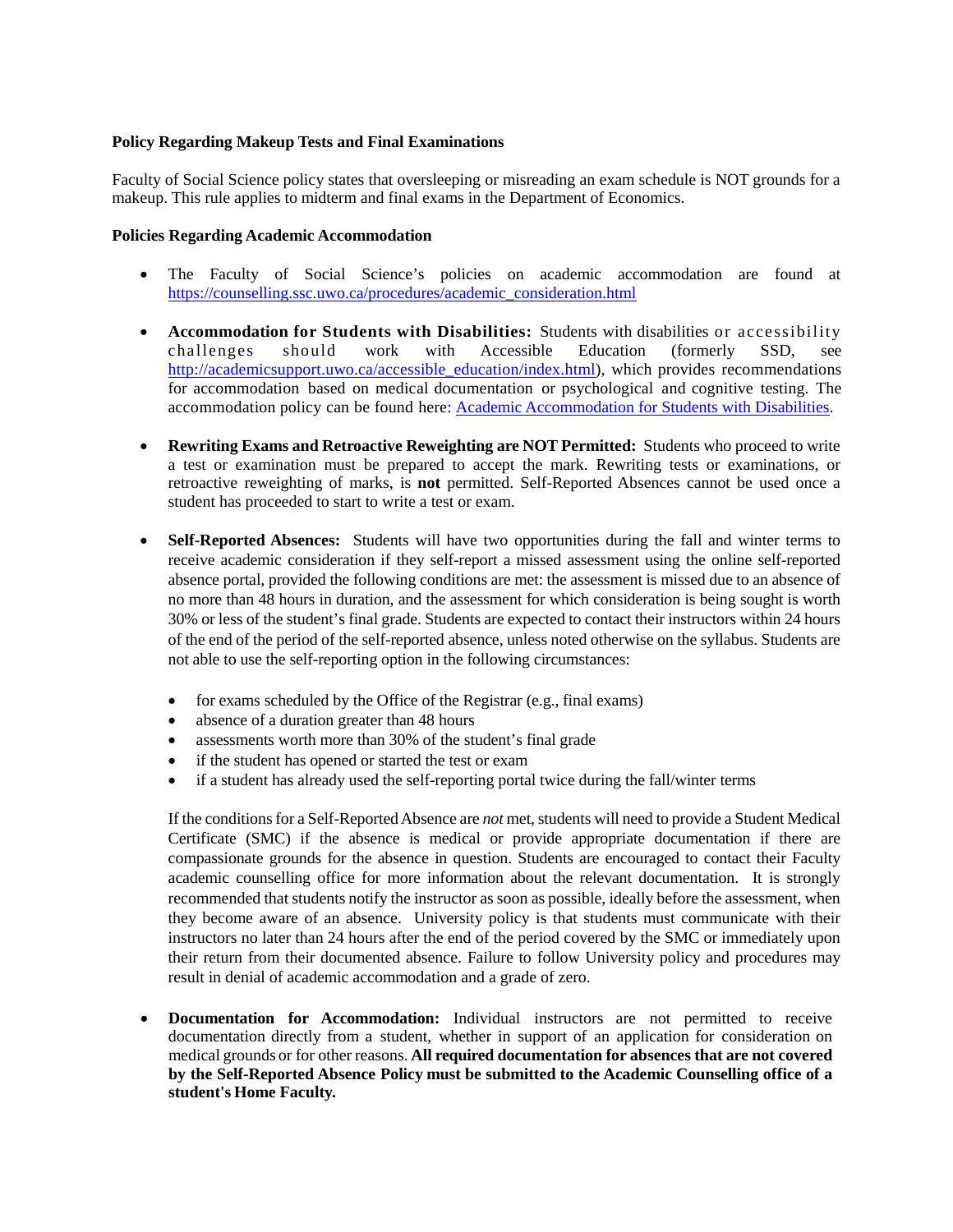**Policy Regarding Makeup Tests and Final Examinations**

Faculty of Social Science policy states that oversleeping or misreading an exam schedule is NOT grounds for a makeup. This rule applies to midterm and final exams in the Department of Economics.

**Policies Regarding Academic Accommodation**

- The Faculty of Social Science's policies on academic accommodation are found at [https://counselling.ssc.uwo.ca/procedures/academic_consideration.html](https://counselling.ssc.uwo.ca/procedures/academic_consideration.html)

- **Accommodation for Students with Disabilities:** Students with disabilities or accessibility challenges should work with Accessible Education (formerly SSD, see [http://academicsupport.uwo.ca/accessible_education/index.html](http://academicsupport.uwo.ca/accessible_education/index.html)), which provides recommendations for accommodation based on medical documentation or psychological and cognitive testing. The accommodation policy can be found here: Academic Accommodation for Students with Disabilities.

- **Rewriting Exams and Retroactive Reweighting are NOT Permitted:** Students who proceed to write a test or examination must be prepared to accept the mark. Rewriting tests or examinations, or retroactive reweighting of marks, is **not** permitted. Self-Reported Absences cannot be used once a student has proceeded to start to write a test or exam.

- **Self-Reported Absences:** Students will have two opportunities during the fall and winter terms to receive academic consideration if they self-report a missed assessment using the online self-reported absence portal, provided the following conditions are met: the assessment is missed due to an absence of no more than 48 hours in duration, and the assessment for which consideration is being sought is worth 30% or less of the student's final grade. Students are expected to contact their instructors within 24 hours of the end of the period of the self-reported absence, unless noted otherwise on the syllabus. Students are not able to use the self-reporting option in the following circumstances:

  - for exams scheduled by the Office of the Registrar (e.g., final exams)
  - absence of a duration greater than 48 hours
  - assessments worth more than 30% of the student's final grade
  - if the student has opened or started the test or exam
  - if a student has already used the self-reporting portal twice during the fall/winter terms

  If the conditions for a Self-Reported Absence are *not* met, students will need to provide a Student Medical Certificate (SMC) if the absence is medical or provide appropriate documentation if there are compassionate grounds for the absence in question. Students are encouraged to contact their Faculty academic counselling office for more information about the relevant documentation. It is strongly recommended that students notify the instructor as soon as possible, ideally before the assessment, when they become aware of an absence. University policy is that students must communicate with their instructors no later than 24 hours after the end of the period covered by the SMC or immediately upon their return from their documented absence. Failure to follow University policy and procedures may result in denial of academic accommodation and a grade of zero.

- **Documentation for Accommodation:** Individual instructors are not permitted to receive documentation directly from a student, whether in support of an application for consideration on medical grounds or for other reasons. **All required documentation for absences that are not covered by the Self-Reported Absence Policy must be submitted to the Academic Counselling office of a student's Home Faculty.**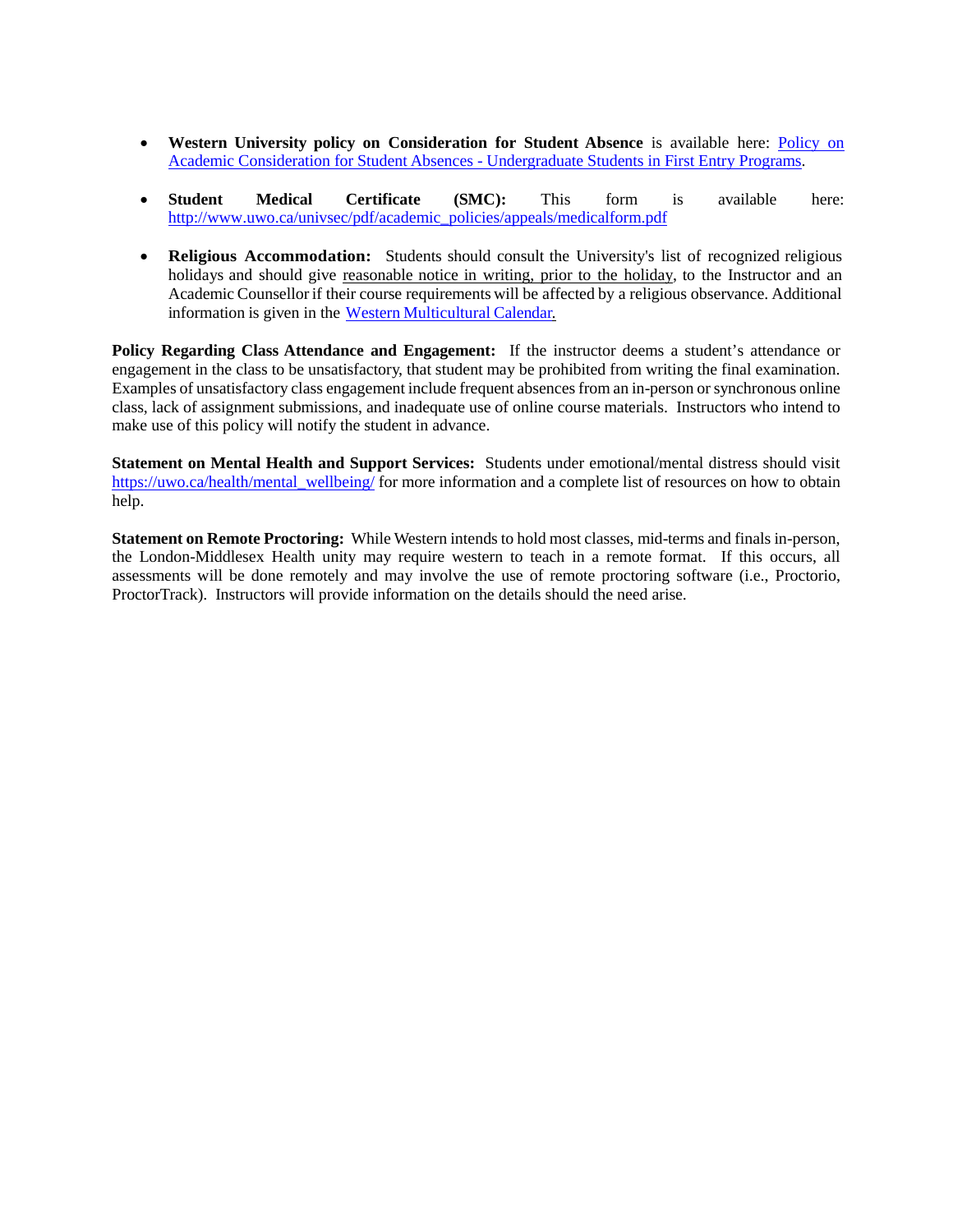- **Western University policy on Consideration for Student Absence** is available here: [Policy on Academic Consideration for Student Absences - Undergraduate Students in First Entry Programs](Policy on Academic Consideration for Student Absences - Undergraduate Students in First Entry Programs).

- **Student Medical Certificate (SMC):** This form is available here: http://www.uwo.ca/univsec/pdf/academic_policies/appeals/medicalform.pdf

- **Religious Accommodation:** Students should consult the University's list of recognized religious holidays and should give reasonable notice in writing, prior to the holiday, to the Instructor and an Academic Counsellor if their course requirements will be affected by a religious observance. Additional information is given in the Western Multicultural Calendar.

**Policy Regarding Class Attendance and Engagement:** If the instructor deems a student's attendance or engagement in the class to be unsatisfactory, that student may be prohibited from writing the final examination. Examples of unsatisfactory class engagement include frequent absences from an in-person or synchronous online class, lack of assignment submissions, and inadequate use of online course materials. Instructors who intend to make use of this policy will notify the student in advance.

**Statement on Mental Health and Support Services:** Students under emotional/mental distress should visit https://uwo.ca/health/mental_wellbeing/ for more information and a complete list of resources on how to obtain help.

**Statement on Remote Proctoring:** While Western intends to hold most classes, mid-terms and finals in-person, the London-Middlesex Health unity may require western to teach in a remote format. If this occurs, all assessments will be done remotely and may involve the use of remote proctoring software (i.e., Proctorio, ProctorTrack). Instructors will provide information on the details should the need arise.